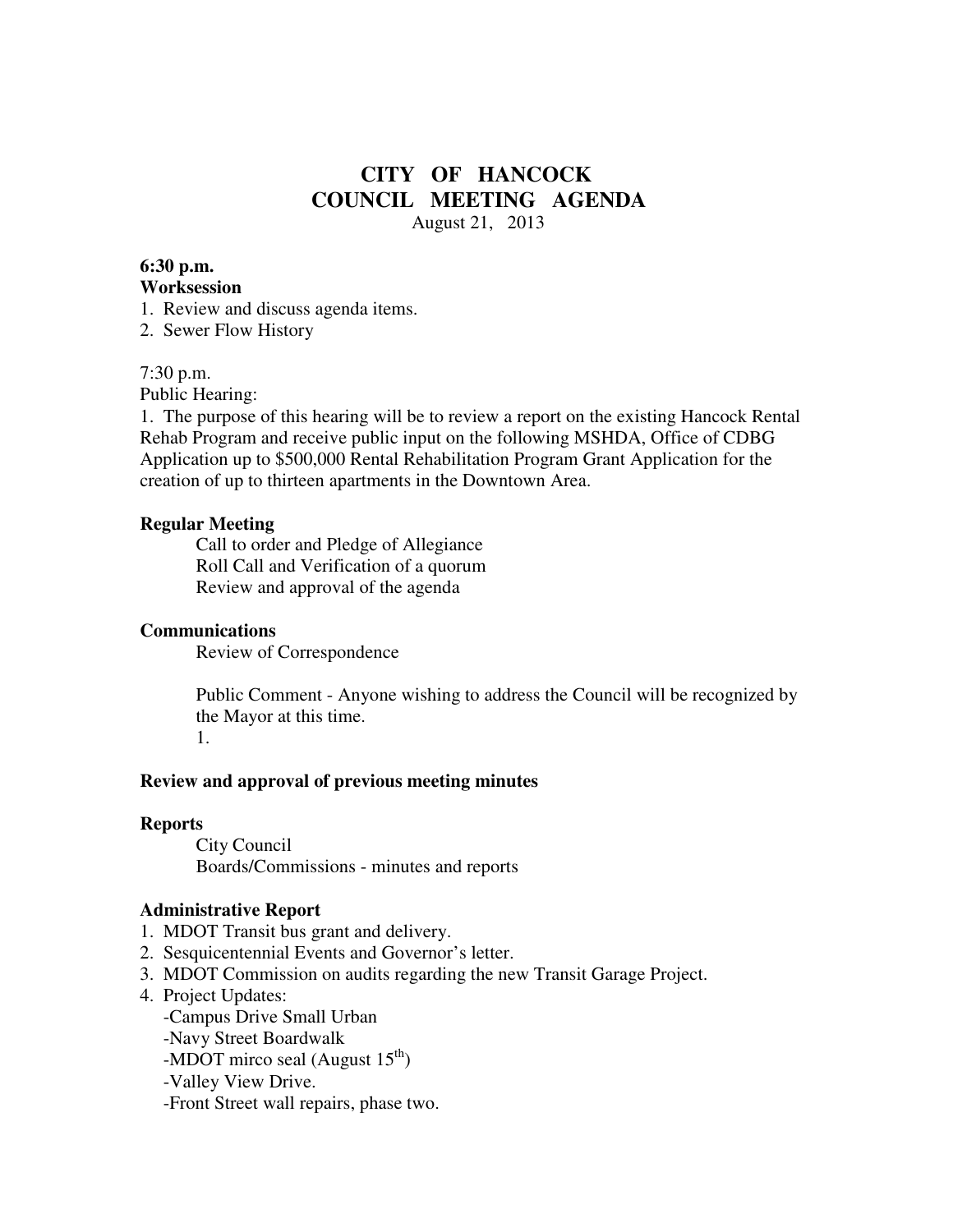# CITY OF HANCOCK
# COUNCIL MEETING AGENDA

August 21, 2013

**6:30 p.m.**
**Worksession**

1. Review and discuss agenda items.
2. Sewer Flow History

7:30 p.m.
Public Hearing:

1. The purpose of this hearing will be to review a report on the existing Hancock Rental Rehab Program and receive public input on the following MSHDA, Office of CDBG Application up to $500,000 Rental Rehabilitation Program Grant Application for the creation of up to thirteen apartments in the Downtown Area.

**Regular Meeting**

Call to order and Pledge of Allegiance
Roll Call and Verification of a quorum
Review and approval of the agenda

**Communications**

Review of Correspondence

Public Comment - Anyone wishing to address the Council will be recognized by the Mayor at this time.
1.

**Review and approval of previous meeting minutes**

**Reports**

City Council
Boards/Commissions - minutes and reports

**Administrative Report**

1. MDOT Transit bus grant and delivery.
2. Sesquicentennial Events and Governor's letter.
3. MDOT Commission on audits regarding the new Transit Garage Project.
4. Project Updates:
   - -Campus Drive Small Urban
   - -Navy Street Boardwalk
   - -MDOT mirco seal (August 15th)
   - -Valley View Drive.
   - -Front Street wall repairs, phase two.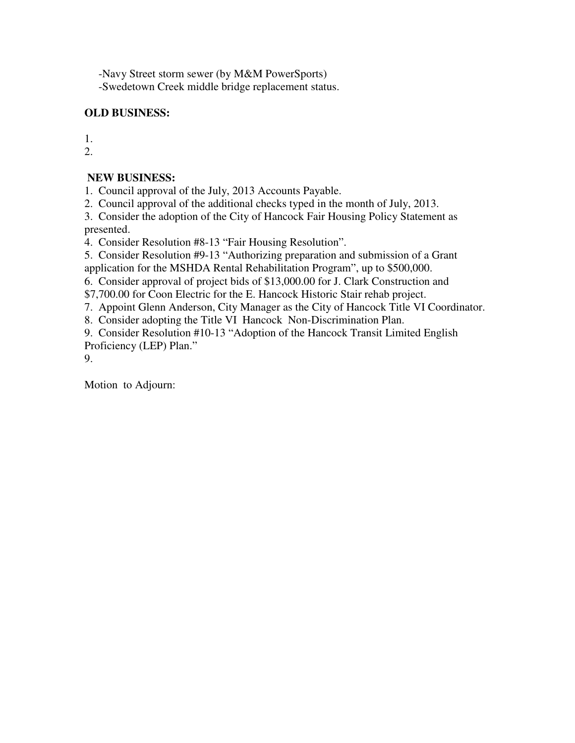-Navy Street storm sewer (by M&M PowerSports)
-Swedetown Creek middle bridge replacement status.

**OLD BUSINESS:**

1.
2.

**NEW BUSINESS:**

1. Council approval of the July, 2013 Accounts Payable.
2. Council approval of the additional checks typed in the month of July, 2013.
3. Consider the adoption of the City of Hancock Fair Housing Policy Statement as presented.
4. Consider Resolution #8-13 "Fair Housing Resolution".
5. Consider Resolution #9-13 "Authorizing preparation and submission of a Grant application for the MSHDA Rental Rehabilitation Program", up to $500,000.
6. Consider approval of project bids of $13,000.00 for J. Clark Construction and $7,700.00 for Coon Electric for the E. Hancock Historic Stair rehab project.
7. Appoint Glenn Anderson, City Manager as the City of Hancock Title VI Coordinator.
8. Consider adopting the Title VI Hancock Non-Discrimination Plan.
9. Consider Resolution #10-13 "Adoption of the Hancock Transit Limited English Proficiency (LEP) Plan."
9.

Motion to Adjourn: